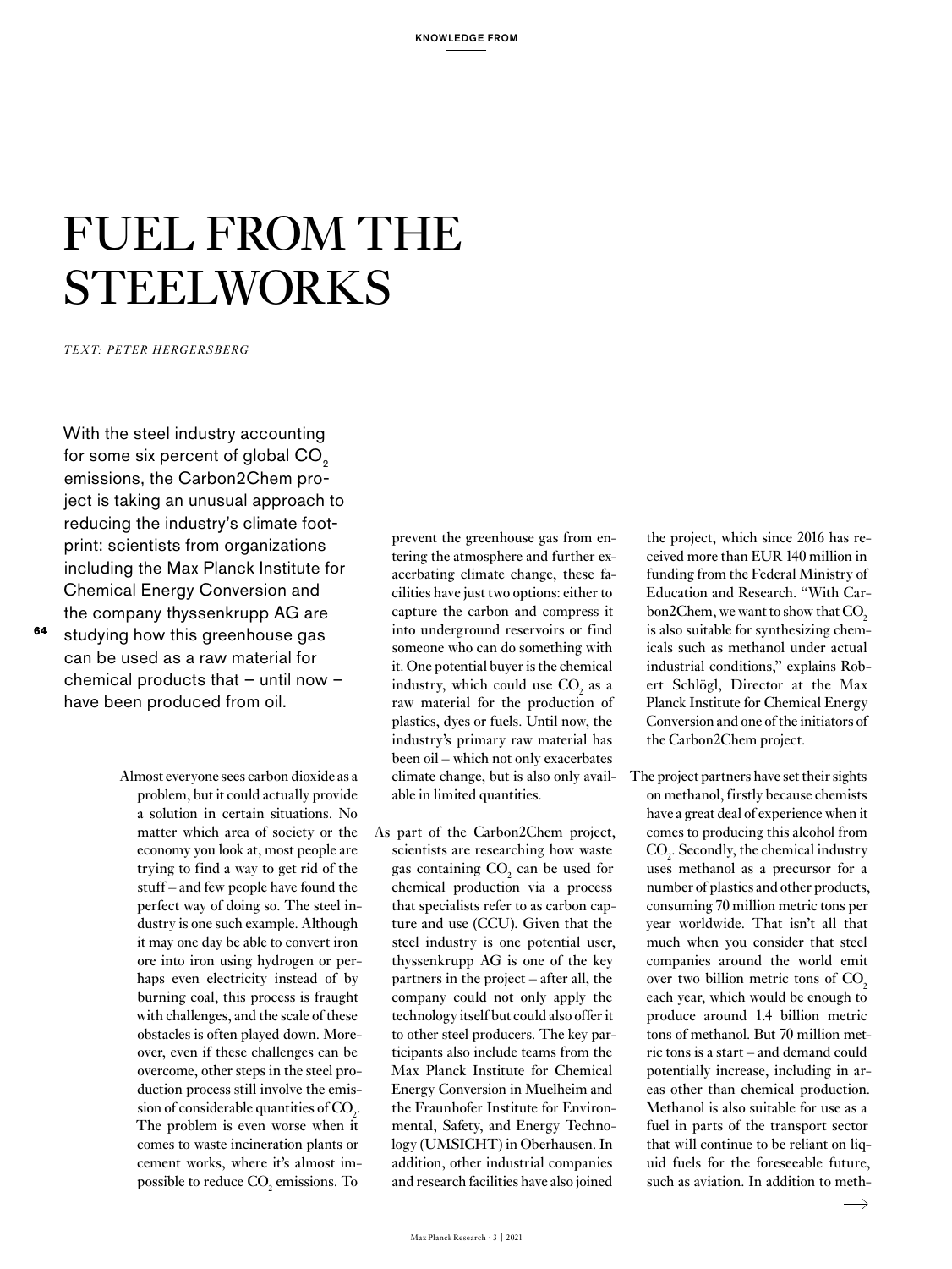# FUEL FROM THE STEELWORKS

*TEXT: PETER HERGERSBERG*

With the steel industry accounting for some six percent of global $CO_2$ emissions, the Carbon2Chem project is taking an unusual approach to reducing the industry's climate footprint: scientists from organizations including the Max Planck Institute for Chemical Energy Conversion and the company thyssenkrupp AG are studying how this greenhouse gas can be used as a raw material for chemical products that – until now – have been produced from oil.

Almost everyone sees carbon dioxide as a problem, but it could actually provide a solution in certain situations. No matter which area of society or the economy you look at, most people are trying to find a way to get rid of the stuff – and few people have found the perfect way of doing so. The steel industry is one such example. Although it may one day be able to convert iron ore into iron using hydrogen or perhaps even electricity instead of by burning coal, this process is fraught with challenges, and the scale of these obstacles is often played down. Moreover, even if these challenges can be overcome, other steps in the steel production process still involve the emission of considerable quantities of $CO_2$. The problem is even worse when it comes to waste incineration plants or cement works, where it's almost impossible to reduce $CO_2$ emissions. To prevent the greenhouse gas from entering the atmosphere and further exacerbating climate change, these facilities have just two options: either to capture the carbon and compress it into underground reservoirs or find someone who can do something with it. One potential buyer is the chemical industry, which could use $CO_2$ as a raw material for the production of plastics, dyes or fuels. Until now, the industry's primary raw material has been oil – which not only exacerbates climate change, but is also only available in limited quantities.

As part of the Carbon2Chem project, scientists are researching how waste gas containing $CO_2$ can be used for chemical production via a process that specialists refer to as carbon capture and use (CCU). Given that the steel industry is one potential user, thyssenkrupp AG is one of the key partners in the project – after all, the company could not only apply the technology itself but could also offer it to other steel producers. The key participants also include teams from the Max Planck Institute for Chemical Energy Conversion in Muelheim and the Fraunhofer Institute for Environmental, Safety, and Energy Technology (UMSICHT) in Oberhausen. In addition, other industrial companies and research facilities have also joined the project, which since 2016 has received more than EUR 140 million in funding from the Federal Ministry of Education and Research. "With Carbon2Chem, we want to show that $CO_2$ is also suitable for synthesizing chemicals such as methanol under actual industrial conditions," explains Robert Schlögl, Director at the Max Planck Institute for Chemical Energy Conversion and one of the initiators of the Carbon2Chem project.

The project partners have set their sights on methanol, firstly because chemists have a great deal of experience when it comes to producing this alcohol from $CO_2$. Secondly, the chemical industry uses methanol as a precursor for a number of plastics and other products, consuming 70 million metric tons per year worldwide. That isn't all that much when you consider that steel companies around the world emit over two billion metric tons of $CO_2$ each year, which would be enough to produce around 1.4 billion metric tons of methanol. But 70 million metric tons is a start – and demand could potentially increase, including in areas other than chemical production. Methanol is also suitable for use as a fuel in parts of the transport sector that will continue to be reliant on liquid fuels for the foreseeable future, such as aviation. In addition to meth-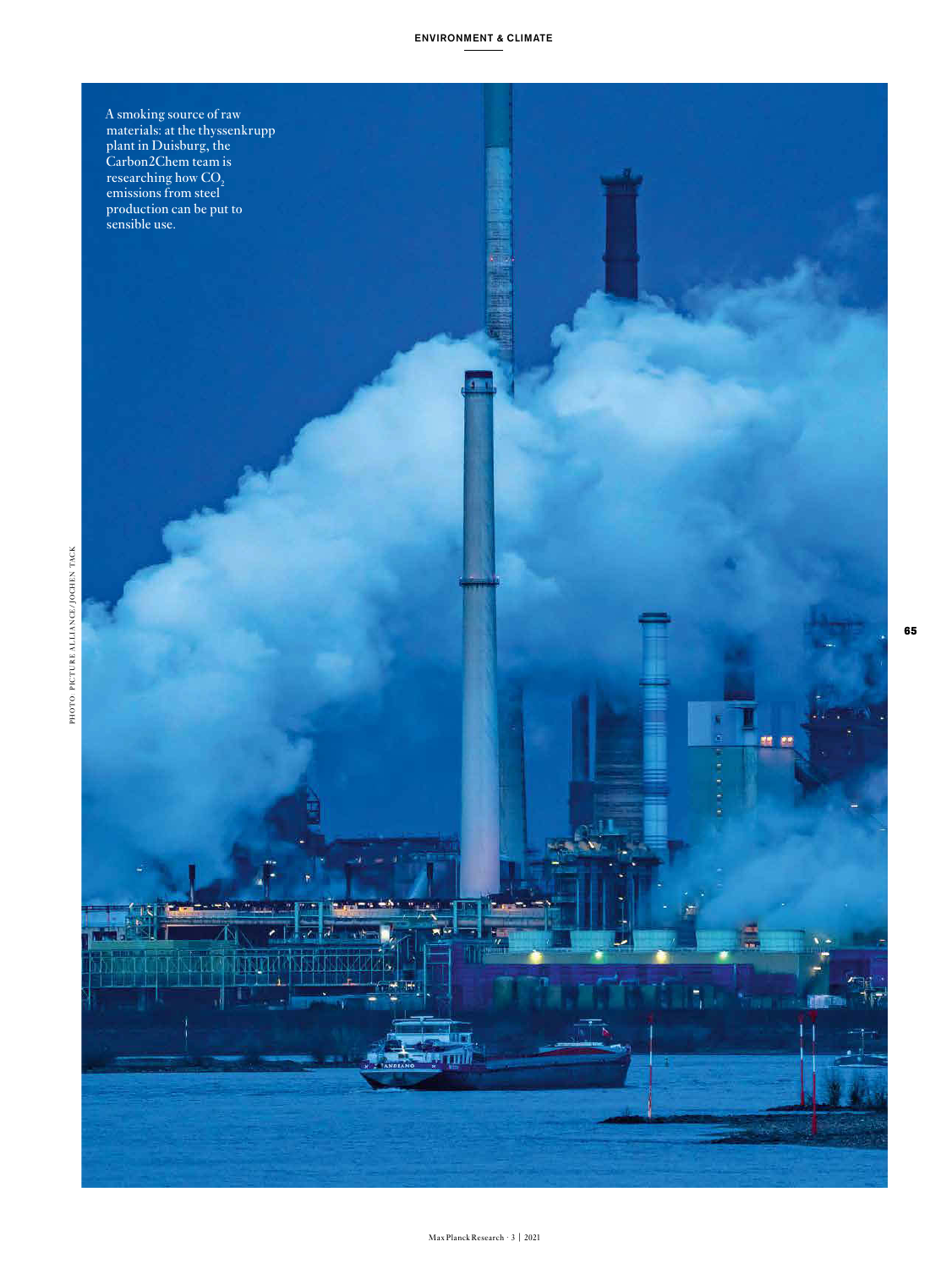A smoking source of raw materials: at the thyssenkrupp plant in Duisburg, the Carbon2Chem team is researching how $CO_2$ emissions from steel production can be put to sensible use.

PHOTO: PICTURE ALLIANCE/JOCHEN TACK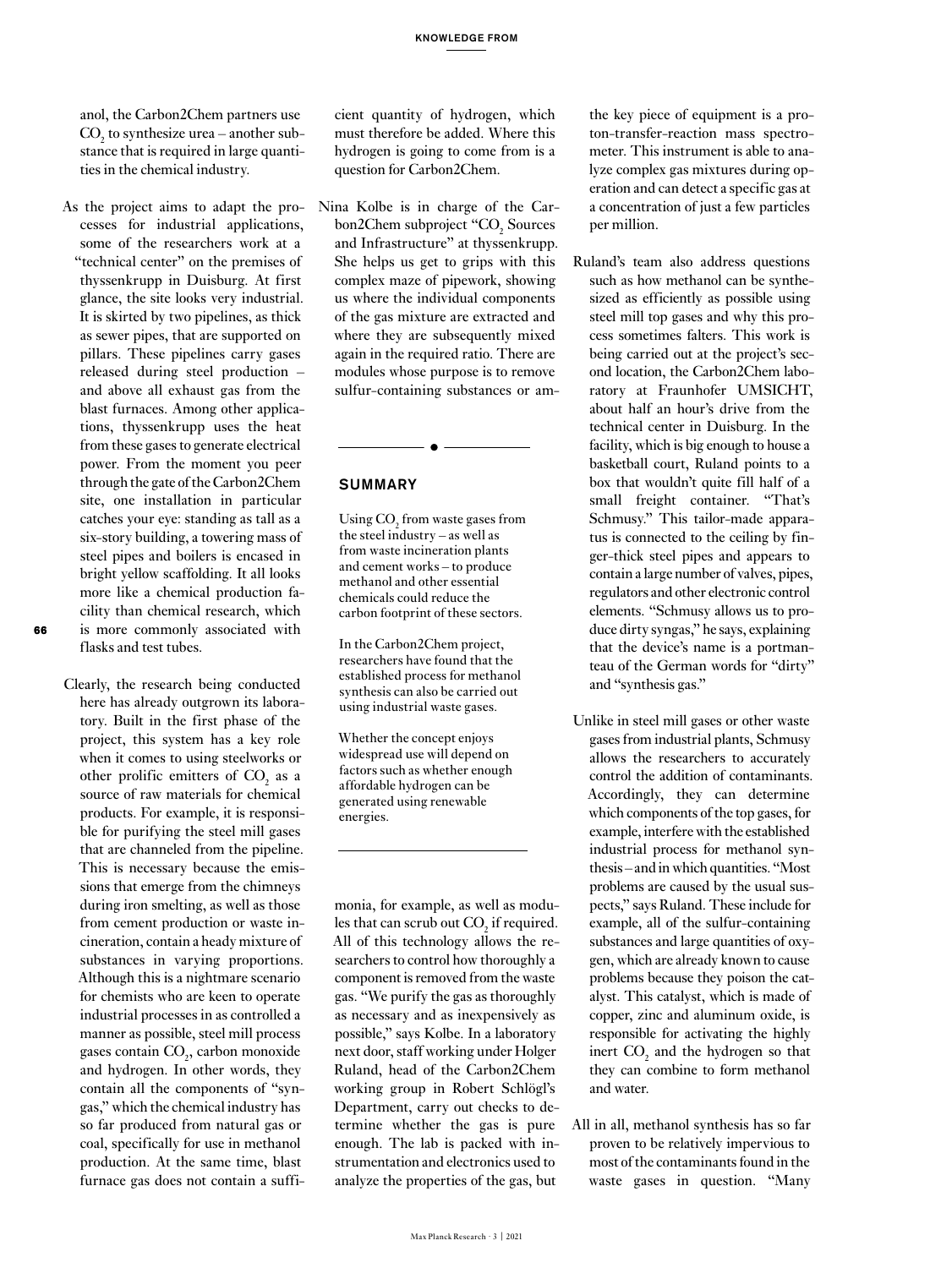anol, the Carbon2Chem partners use $CO_2$ to synthesize urea – another substance that is required in large quantities in the chemical industry.

As the project aims to adapt the processes for industrial applications, some of the researchers work at a "technical center" on the premises of thyssenkrupp in Duisburg. At first glance, the site looks very industrial. It is skirted by two pipelines, as thick as sewer pipes, that are supported on pillars. These pipelines carry gases released during steel production – and above all exhaust gas from the blast furnaces. Among other applications, thyssenkrupp uses the heat from these gases to generate electrical power. From the moment you peer through the gate of the Carbon2Chem site, one installation in particular catches your eye: standing as tall as a six-story building, a towering mass of steel pipes and boilers is encased in bright yellow scaffolding. It all looks more like a chemical production facility than chemical research, which is more commonly associated with flasks and test tubes.

Clearly, the research being conducted here has already outgrown its laboratory. Built in the first phase of the project, this system has a key role when it comes to using steelworks or other prolific emitters of $CO_2$ as a source of raw materials for chemical products. For example, it is responsible for purifying the steel mill gases that are channeled from the pipeline. This is necessary because the emissions that emerge from the chimneys during iron smelting, as well as those from cement production or waste incineration, contain a heady mixture of substances in varying proportions. Although this is a nightmare scenario for chemists who are keen to operate industrial processes in as controlled a manner as possible, steel mill process gases contain $CO_2$, carbon monoxide and hydrogen. In other words, they contain all the components of "syngas," which the chemical industry has so far produced from natural gas or coal, specifically for use in methanol production. At the same time, blast furnace gas does not contain a sufficient quantity of hydrogen, which must therefore be added. Where this hydrogen is going to come from is a question for Carbon2Chem.

Nina Kolbe is in charge of the Carbon2Chem subproject "$CO_2$ Sources and Infrastructure" at thyssenkrupp. She helps us get to grips with this complex maze of pipework, showing us where the individual components of the gas mixture are extracted and where they are subsequently mixed again in the required ratio. There are modules whose purpose is to remove sulfur-containing substances or ammonia, for example, as well as modules that can scrub out $CO_2$ if required. All of this technology allows the researchers to control how thoroughly a component is removed from the waste gas. "We purify the gas as thoroughly as necessary and as inexpensively as possible," says Kolbe. In a laboratory next door, staff working under Holger Ruland, head of the Carbon2Chem working group in Robert Schlögl's Department, carry out checks to determine whether the gas is pure enough. The lab is packed with instrumentation and electronics used to analyze the properties of the gas, but the key piece of equipment is a proton-transfer-reaction mass spectrometer. This instrument is able to analyze complex gas mixtures during operation and can detect a specific gas at a concentration of just a few particles per million.

### SUMMARY

Using $CO_2$ from waste gases from the steel industry – as well as from waste incineration plants and cement works – to produce methanol and other essential chemicals could reduce the carbon footprint of these sectors.

In the Carbon2Chem project, researchers have found that the established process for methanol synthesis can also be carried out using industrial waste gases.

Whether the concept enjoys widespread use will depend on factors such as whether enough affordable hydrogen can be generated using renewable energies.

---

Ruland's team also address questions such as how methanol can be synthesized as efficiently as possible using steel mill top gases and why this process sometimes falters. This work is being carried out at the project's second location, the Carbon2Chem laboratory at Fraunhofer UMSICHT, about half an hour's drive from the technical center in Duisburg. In the facility, which is big enough to house a basketball court, Ruland points to a box that wouldn't quite fill half of a small freight container. "That's Schmusy." This tailor-made apparatus is connected to the ceiling by finger-thick steel pipes and appears to contain a large number of valves, pipes, regulators and other electronic control elements. "Schmusy allows us to produce dirty syngas," he says, explaining that the device's name is a portmanteau of the German words for "dirty" and "synthesis gas."

Unlike in steel mill gases or other waste gases from industrial plants, Schmusy allows the researchers to accurately control the addition of contaminants. Accordingly, they can determine which components of the top gases, for example, interfere with the established industrial process for methanol synthesis – and in which quantities. "Most problems are caused by the usual suspects," says Ruland. These include for example, all of the sulfur-containing substances and large quantities of oxygen, which are already known to cause problems because they poison the catalyst. This catalyst, which is made of copper, zinc and aluminum oxide, is responsible for activating the highly inert $CO_2$ and the hydrogen so that they can combine to form methanol and water.

All in all, methanol synthesis has so far proven to be relatively impervious to most of the contaminants found in the waste gases in question. "Many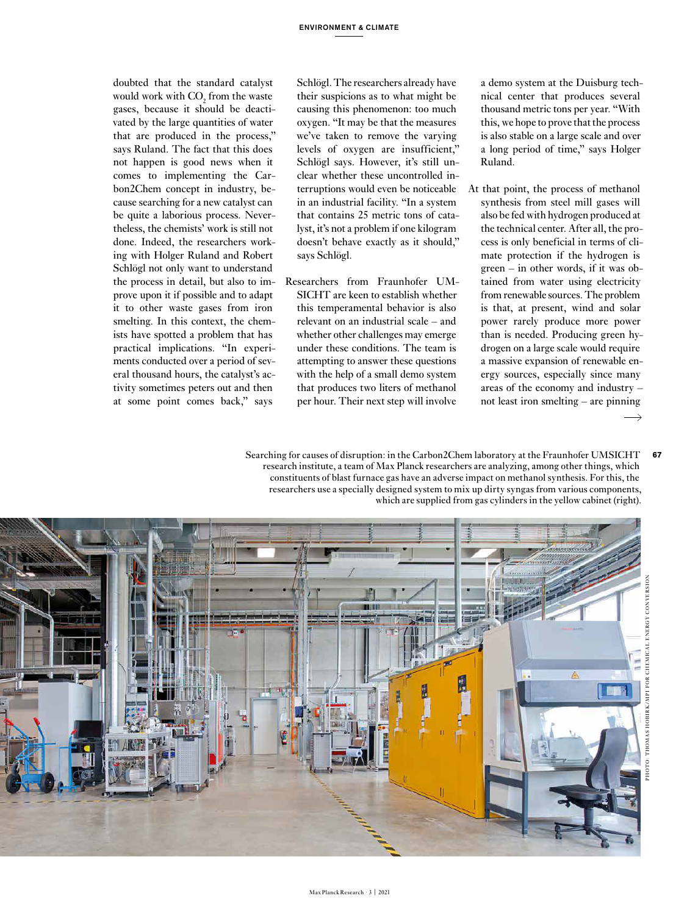doubted that the standard catalyst would work with $CO_2$ from the waste gases, because it should be deactivated by the large quantities of water that are produced in the process," says Ruland. The fact that this does not happen is good news when it comes to implementing the Carbon2Chem concept in industry, because searching for a new catalyst can be quite a laborious process. Nevertheless, the chemists' work is still not done. Indeed, the researchers working with Holger Ruland and Robert Schlögl not only want to understand the process in detail, but also to improve upon it if possible and to adapt it to other waste gases from iron smelting. In this context, the chemists have spotted a problem that has practical implications. "In experiments conducted over a period of several thousand hours, the catalyst's activity sometimes peters out and then at some point comes back," says Schlögl. The researchers already have their suspicions as to what might be causing this phenomenon: too much oxygen. "It may be that the measures we've taken to remove the varying levels of oxygen are insufficient," Schlögl says. However, it's still unclear whether these uncontrolled interruptions would even be noticeable in an industrial facility. "In a system that contains 25 metric tons of catalyst, it's not a problem if one kilogram doesn't behave exactly as it should," says Schlögl.

Researchers from Fraunhofer UMSICHT are keen to establish whether this temperamental behavior is also relevant on an industrial scale – and whether other challenges may emerge under these conditions. The team is attempting to answer these questions with the help of a small demo system that produces two liters of methanol per hour. Their next step will involve a demo system at the Duisburg technical center that produces several thousand metric tons per year. "With this, we hope to prove that the process is also stable on a large scale and over a long period of time," says Holger Ruland.

At that point, the process of methanol synthesis from steel mill gases will also be fed with hydrogen produced at the technical center. After all, the process is only beneficial in terms of climate protection if the hydrogen is green – in other words, if it was obtained from water using electricity from renewable sources. The problem is that, at present, wind and solar power rarely produce more power than is needed. Producing green hydrogen on a large scale would require a massive expansion of renewable energy sources, especially since many areas of the economy and industry – not least iron smelting – are pinning

Searching for causes of disruption: in the Carbon2Chem laboratory at the Fraunhofer UMSICHT research institute, a team of Max Planck researchers are analyzing, among other things, which constituents of blast furnace gas have an adverse impact on methanol synthesis. For this, the researchers use a specially designed system to mix up dirty syngas from various components, which are supplied from gas cylinders in the yellow cabinet (right).

PHOTO: THOMAS HOBIRK/MPI FOR CHEMICAL ENERGY CONVERSION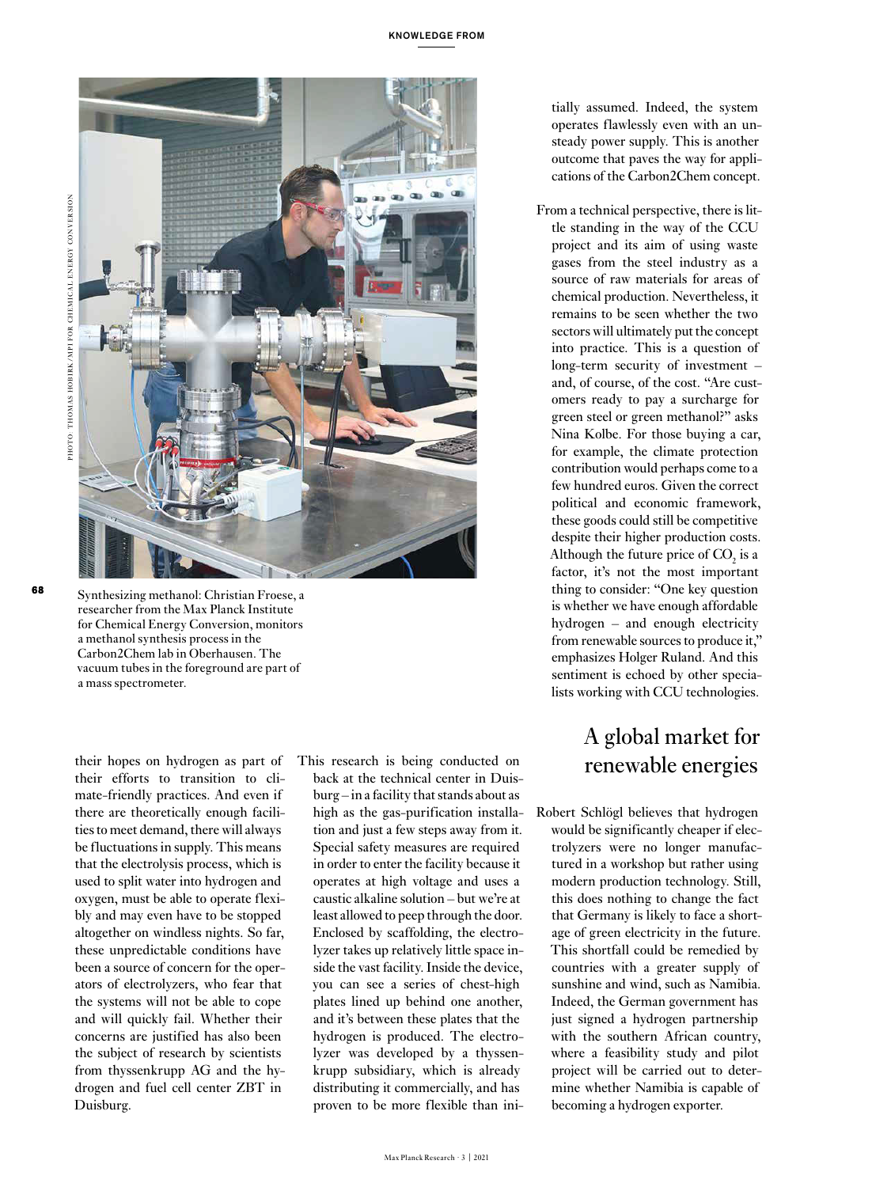Synthesizing methanol: Christian Froese, a researcher from the Max Planck Institute for Chemical Energy Conversion, monitors a methanol synthesis process in the Carbon2Chem lab in Oberhausen. The vacuum tubes in the foreground are part of a mass spectrometer.

PHOTO: THOMAS HOBIRK/MPI FOR CHEMICAL ENERGY CONVERSION

their hopes on hydrogen as part of their efforts to transition to climate-friendly practices. And even if there are theoretically enough facilities to meet demand, there will always be fluctuations in supply. This means that the electrolysis process, which is used to split water into hydrogen and oxygen, must be able to operate flexibly and may even have to be stopped altogether on windless nights. So far, these unpredictable conditions have been a source of concern for the operators of electrolyzers, who fear that the systems will not be able to cope and will quickly fail. Whether their concerns are justified has also been the subject of research by scientists from thyssenkrupp AG and the hydrogen and fuel cell center ZBT in Duisburg.

This research is being conducted on back at the technical center in Duisburg – in a facility that stands about as high as the gas-purification installation and just a few steps away from it. Special safety measures are required in order to enter the facility because it operates at high voltage and uses a caustic alkaline solution – but we're at least allowed to peep through the door. Enclosed by scaffolding, the electrolyzer takes up relatively little space inside the vast facility. Inside the device, you can see a series of chest-high plates lined up behind one another, and it's between these plates that the hydrogen is produced. The electrolyzer was developed by a thyssenkrupp subsidiary, which is already distributing it commercially, and has proven to be more flexible than initially assumed. Indeed, the system operates flawlessly even with an unsteady power supply. This is another outcome that paves the way for applications of the Carbon2Chem concept.

From a technical perspective, there is little standing in the way of the CCU project and its aim of using waste gases from the steel industry as a source of raw materials for areas of chemical production. Nevertheless, it remains to be seen whether the two sectors will ultimately put the concept into practice. This is a question of long-term security of investment – and, of course, of the cost. "Are customers ready to pay a surcharge for green steel or green methanol?" asks Nina Kolbe. For those buying a car, for example, the climate protection contribution would perhaps come to a few hundred euros. Given the correct political and economic framework, these goods could still be competitive despite their higher production costs. Although the future price of $CO_2$ is a factor, it's not the most important thing to consider: "One key question is whether we have enough affordable hydrogen – and enough electricity from renewable sources to produce it," emphasizes Holger Ruland. And this sentiment is echoed by other specialists working with CCU technologies.

## A global market for renewable energies

Robert Schlögl believes that hydrogen would be significantly cheaper if electrolyzers were no longer manufactured in a workshop but rather using modern production technology. Still, this does nothing to change the fact that Germany is likely to face a shortage of green electricity in the future. This shortfall could be remedied by countries with a greater supply of sunshine and wind, such as Namibia. Indeed, the German government has just signed a hydrogen partnership with the southern African country, where a feasibility study and pilot project will be carried out to determine whether Namibia is capable of becoming a hydrogen exporter.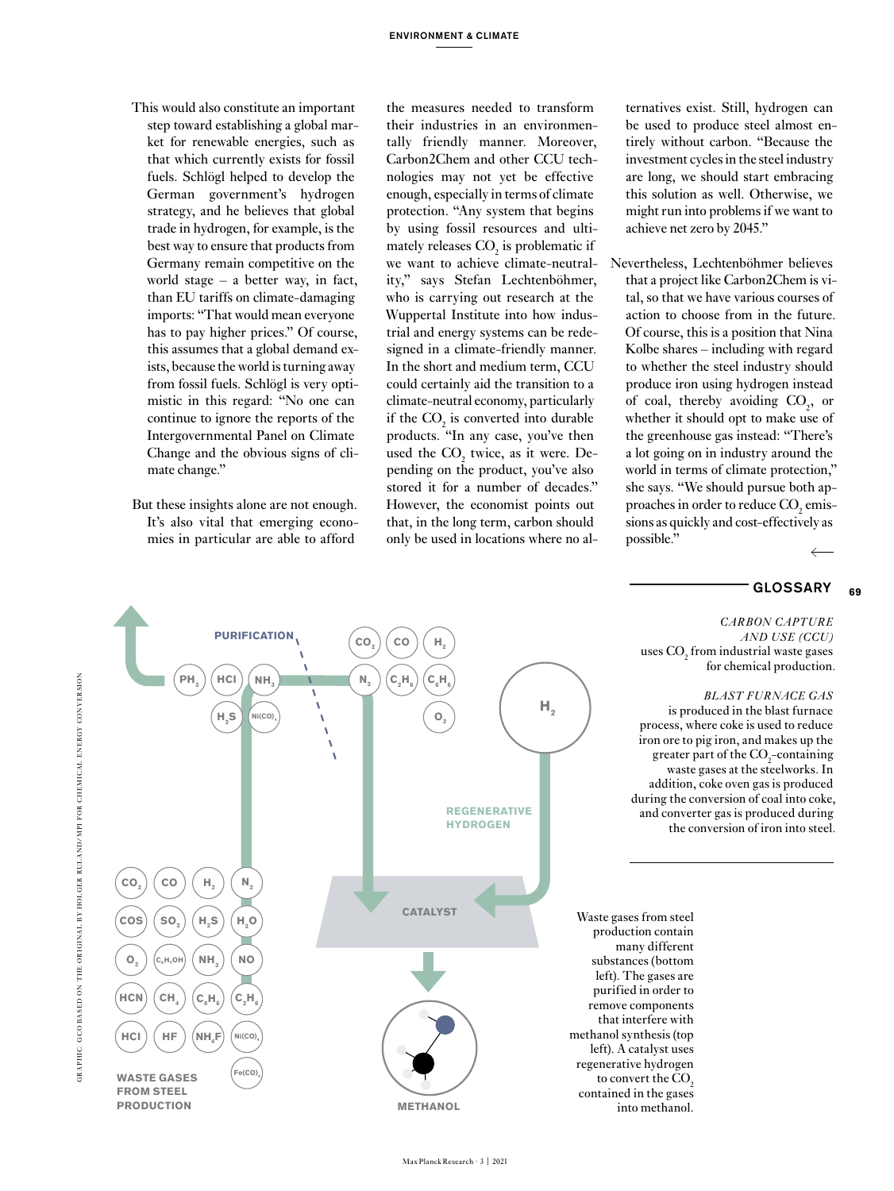This would also constitute an important step toward establishing a global market for renewable energies, such as that which currently exists for fossil fuels. Schlögl helped to develop the German government's hydrogen strategy, and he believes that global trade in hydrogen, for example, is the best way to ensure that products from Germany remain competitive on the world stage – a better way, in fact, than EU tariffs on climate-damaging imports: "That would mean everyone has to pay higher prices." Of course, this assumes that a global demand exists, because the world is turning away from fossil fuels. Schlögl is very optimistic in this regard: "No one can continue to ignore the reports of the Intergovernmental Panel on Climate Change and the obvious signs of climate change."

But these insights alone are not enough. It's also vital that emerging economies in particular are able to afford the measures needed to transform their industries in an environmentally friendly manner. Moreover, Carbon2Chem and other CCU technologies may not yet be effective enough, especially in terms of climate protection. "Any system that begins by using fossil resources and ultimately releases $CO_2$ is problematic if we want to achieve climate-neutrality," says Stefan Lechtenböhmer, who is carrying out research at the Wuppertal Institute into how industrial and energy systems can be redesigned in a climate-friendly manner. In the short and medium term, CCU could certainly aid the transition to a climate-neutral economy, particularly if the $CO_2$ is converted into durable products. "In any case, you've then used the $CO_2$ twice, as it were. Depending on the product, you've also stored it for a number of decades." However, the economist points out that, in the long term, carbon should only be used in locations where no alternatives exist. Still, hydrogen can be used to produce steel almost entirely without carbon. "Because the investment cycles in the steel industry are long, we should start embracing this solution as well. Otherwise, we might run into problems if we want to achieve net zero by 2045."

Nevertheless, Lechtenböhmer believes that a project like Carbon2Chem is vital, so that we have various courses of action to choose from in the future. Of course, this is a position that Nina Kolbe shares – including with regard to whether the steel industry should produce iron using hydrogen instead of coal, thereby avoiding $CO_2$, or whether it should opt to make use of the greenhouse gas instead: "There's a lot going on in industry around the world in terms of climate protection," she says. "We should pursue both approaches in order to reduce $CO_2$ emissions as quickly and cost-effectively as possible."

## GLOSSARY

*CARBON CAPTURE AND USE (CCU)*
uses $CO_2$ from industrial waste gases for chemical production.

*BLAST FURNACE GAS*
is produced in the blast furnace process, where coke is used to reduce iron ore to pig iron, and makes up the greater part of the $CO_2$-containing waste gases at the steelworks. In addition, coke oven gas is produced during the conversion of coal into coke, and converter gas is produced during the conversion of iron into steel.

PURIFICATION

$CO_2$ CO $H_2$

$PH_3$ HCl $NH_3$ $N_2$ $C_2H_6$ $C_6H_6$

$H_2S$ $Ni(CO)_4$ $O_2$

$H_2$

REGENERATIVE HYDROGEN

$CO_2$ CO $H_2$ $N_2$

COS $SO_2$ $H_2S$ $H_2O$

$O_2$ $C_xH_yOH$ $NH_3$ NO

HCN $CH_4$ $C_6H_6$ $C_2H_6$

HCl HF $NH_4F$ $Ni(CO)_4$

$Fe(CO)_5$

WASTE GASES FROM STEEL PRODUCTION

CATALYST

METHANOL

Waste gases from steel production contain many different substances (bottom left). The gases are purified in order to remove components that interfere with methanol synthesis (top left). A catalyst uses regenerative hydrogen to convert the $CO_2$ contained in the gases into methanol.

GRAPHIC: GCO BASED ON THE ORIGINAL BY HOLGER RULAND/MPI FOR CHEMICAL ENERGY CONVERSION